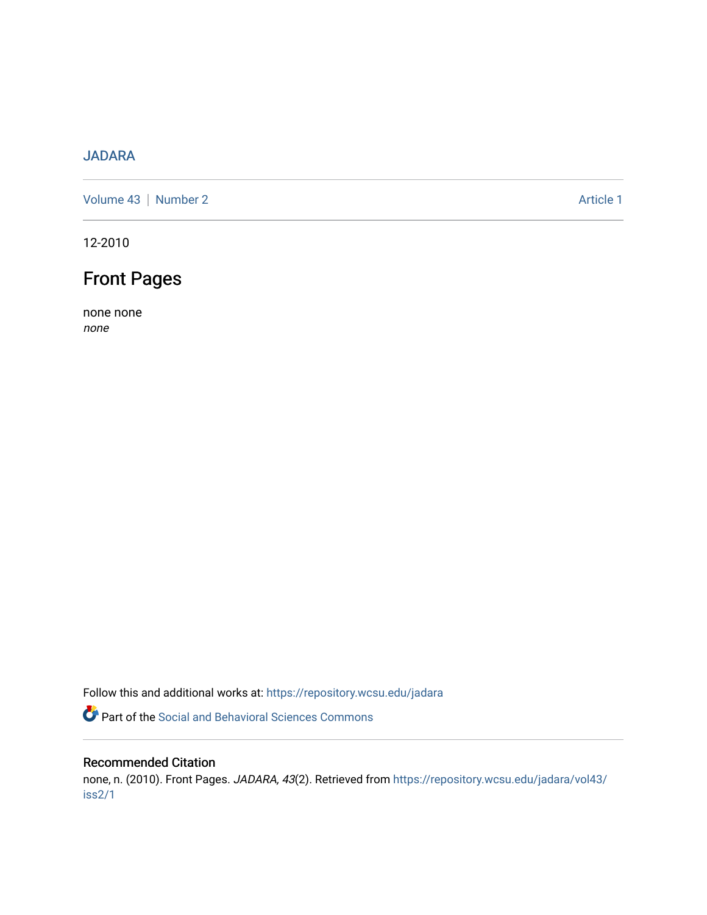JADARA

Volume 43 | Number 2 Article 1

12-2010

# Front Pages

none none
*none*

Follow this and additional works at: https://repository.wcsu.edu/jadara

Part of the Social and Behavioral Sciences Commons

## Recommended Citation

none, n. (2010). Front Pages. *JADARA, 43*(2). Retrieved from https://repository.wcsu.edu/jadara/vol43/iss2/1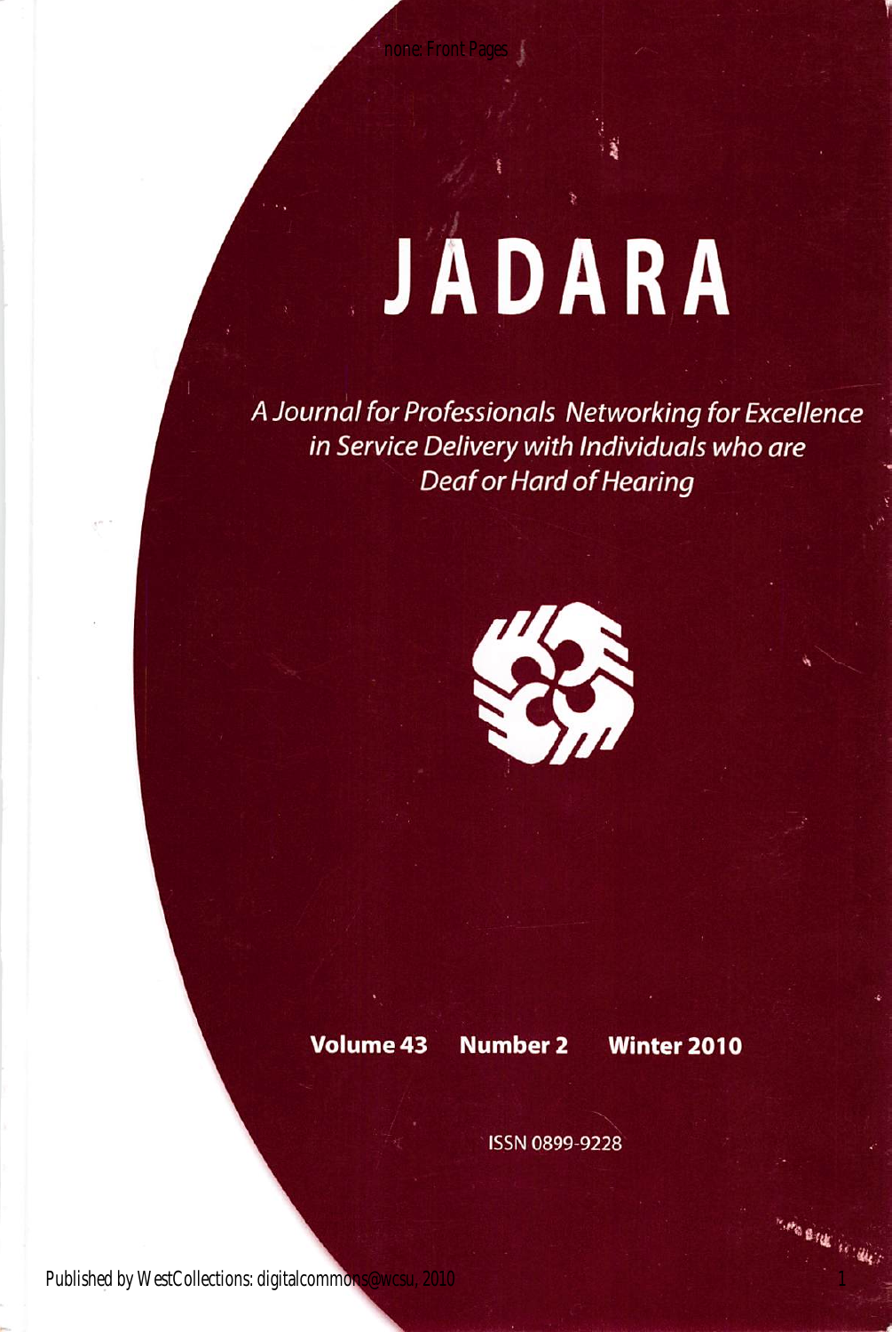# JADARA

*A Journal for Professionals Networking for Excellence in Service Delivery with Individuals who are Deaf or Hard of Hearing*

**Volume 43 Number 2 Winter 2010**

ISSN 0899-9228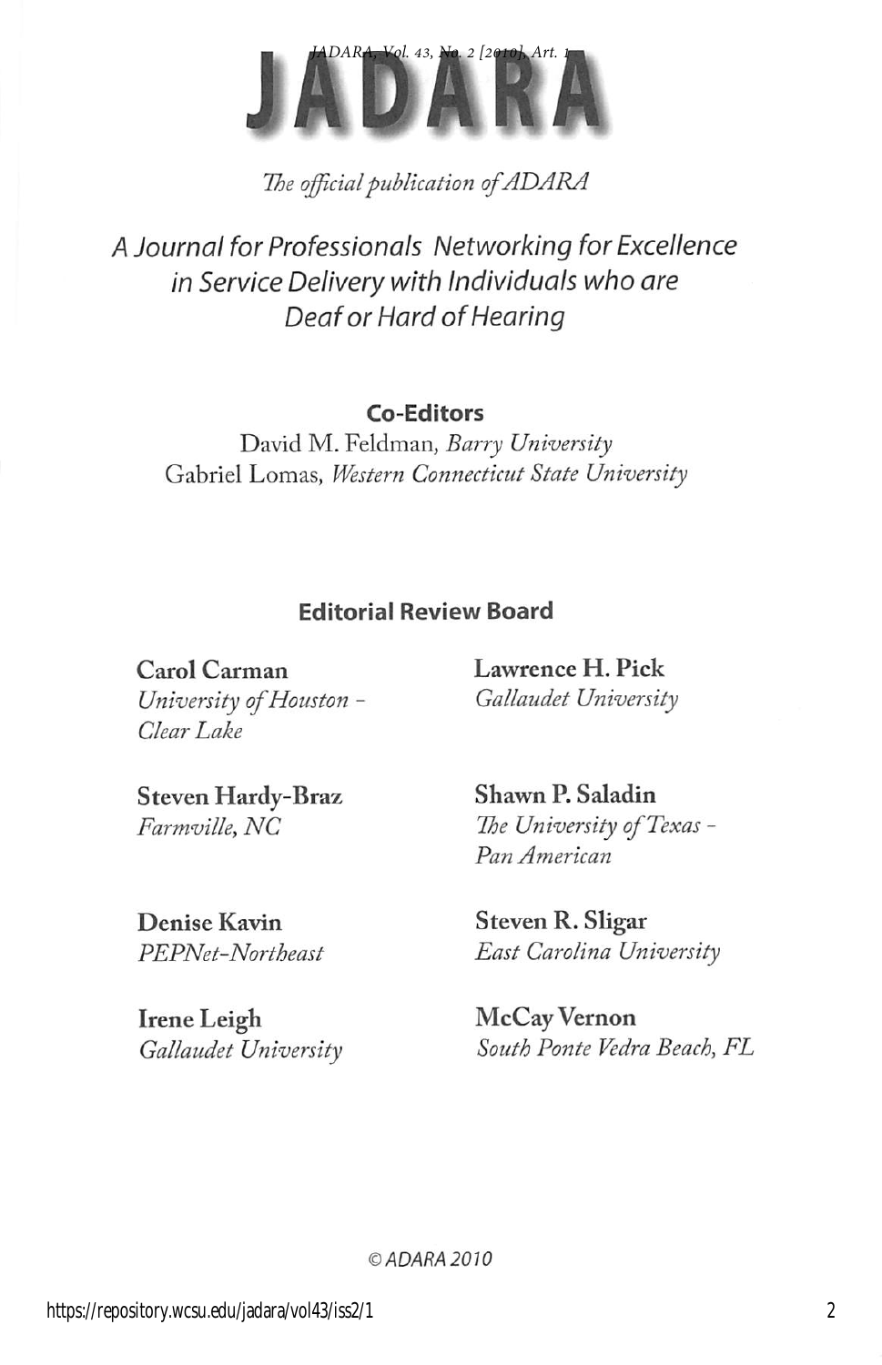# JADARA

*The official publication of ADARA*

## *A Journal for Professionals Networking for Excellence in Service Delivery with Individuals who are Deaf or Hard of Hearing*

### Co-Editors

David M. Feldman, *Barry University*
Gabriel Lomas, *Western Connecticut State University*

### Editorial Review Board

**Carol Carman**
*University of Houston - Clear Lake*

**Steven Hardy-Braz**
*Farmville, NC*

**Denise Kavin**
*PEPNet-Northeast*

**Irene Leigh**
*Gallaudet University*

**Lawrence H. Pick**
*Gallaudet University*

**Shawn P. Saladin**
*The University of Texas - Pan American*

**Steven R. Sligar**
*East Carolina University*

**McCay Vernon**
*South Ponte Vedra Beach, FL*

*© ADARA 2010*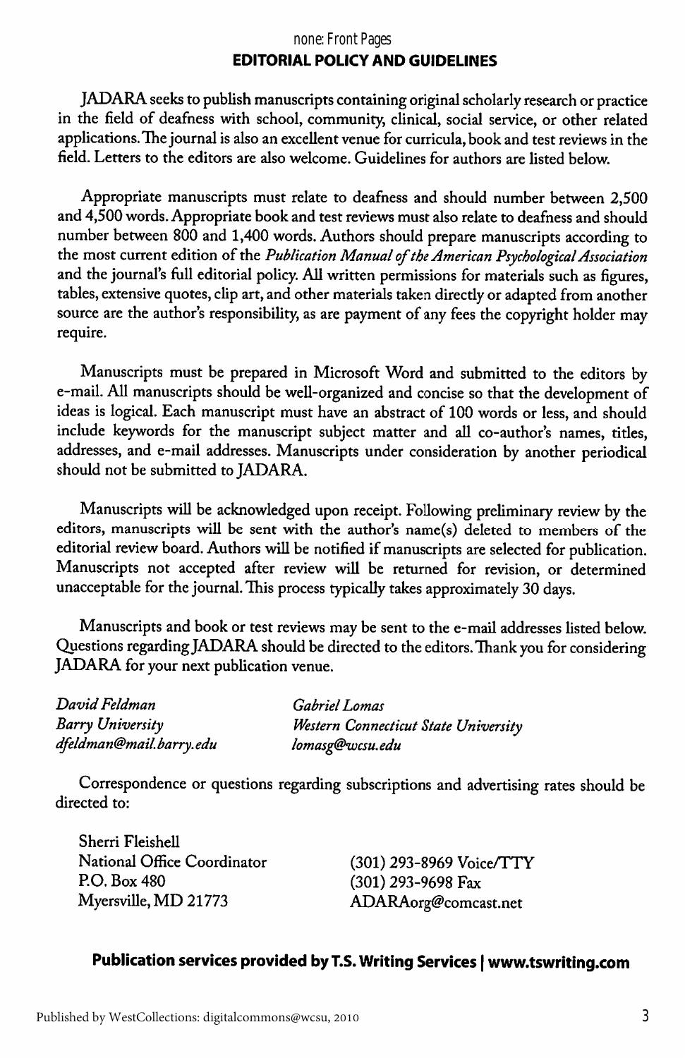# EDITORIAL POLICY AND GUIDELINES

JADARA seeks to publish manuscripts containing original scholarly research or practice in the field of deafness with school, community, clinical, social service, or other related applications. The journal is also an excellent venue for curricula, book and test reviews in the field. Letters to the editors are also welcome. Guidelines for authors are listed below.

Appropriate manuscripts must relate to deafness and should number between 2,500 and 4,500 words. Appropriate book and test reviews must also relate to deafness and should number between 800 and 1,400 words. Authors should prepare manuscripts according to the most current edition of the *Publication Manual of the American Psychological Association* and the journal's full editorial policy. All written permissions for materials such as figures, tables, extensive quotes, clip art, and other materials taken directly or adapted from another source are the author's responsibility, as are payment of any fees the copyright holder may require.

Manuscripts must be prepared in Microsoft Word and submitted to the editors by e-mail. All manuscripts should be well-organized and concise so that the development of ideas is logical. Each manuscript must have an abstract of 100 words or less, and should include keywords for the manuscript subject matter and all co-author's names, titles, addresses, and e-mail addresses. Manuscripts under consideration by another periodical should not be submitted to JADARA.

Manuscripts will be acknowledged upon receipt. Following preliminary review by the editors, manuscripts will be sent with the author's name(s) deleted to members of the editorial review board. Authors will be notified if manuscripts are selected for publication. Manuscripts not accepted after review will be returned for revision, or determined unacceptable for the journal. This process typically takes approximately 30 days.

Manuscripts and book or test reviews may be sent to the e-mail addresses listed below. Questions regarding JADARA should be directed to the editors. Thank you for considering JADARA for your next publication venue.

*David Feldman*
*Barry University*
*dfeldman@mail.barry.edu*

*Gabriel Lomas*
*Western Connecticut State University*
*lomasg@wcsu.edu*

Correspondence or questions regarding subscriptions and advertising rates should be directed to:

Sherri Fleishell
National Office Coordinator
P.O. Box 480
Myersville, MD 21773

(301) 293-8969 Voice/TTY
(301) 293-9698 Fax
ADARAorg@comcast.net

**Publication services provided by T.S. Writing Services | www.tswriting.com**